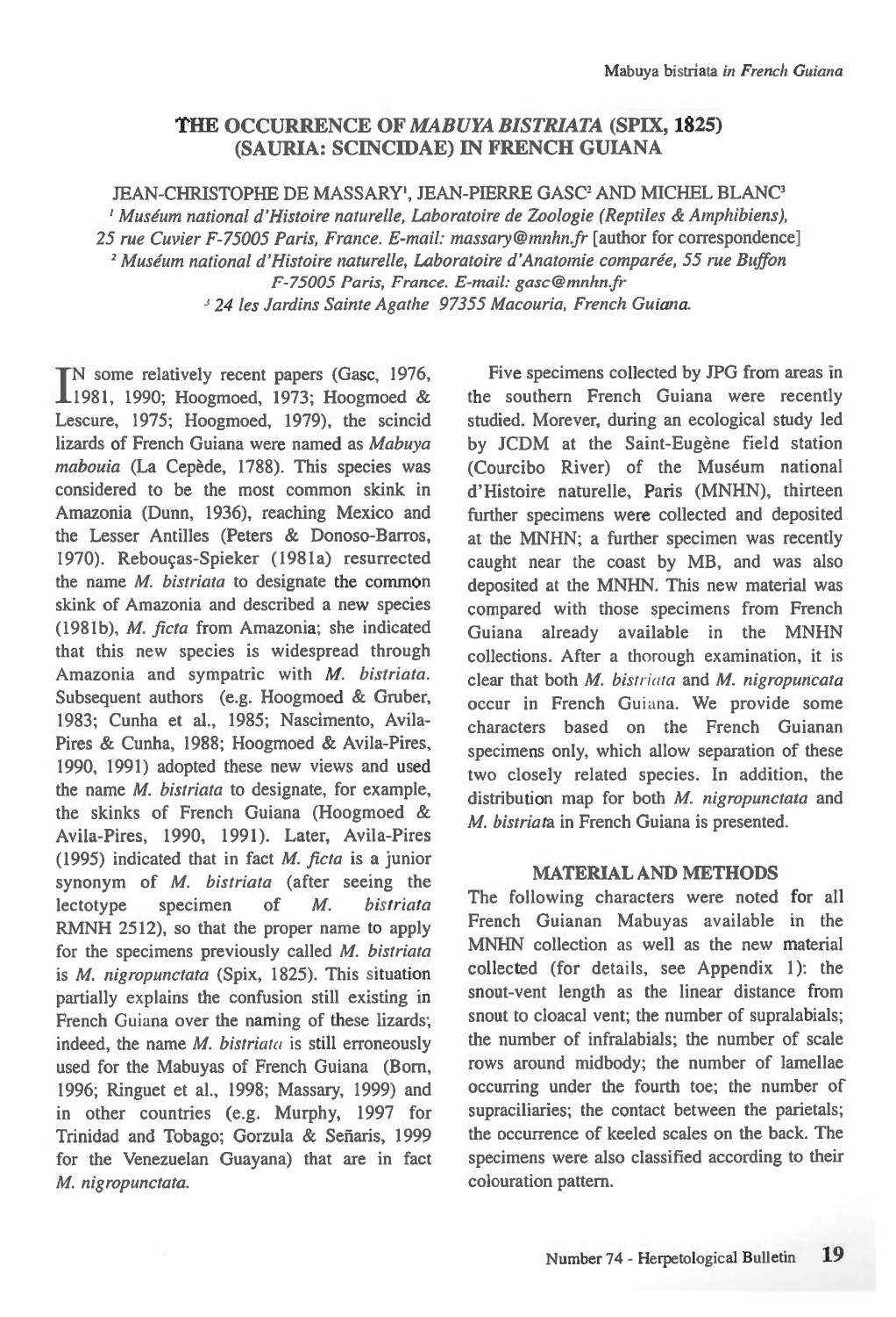# THE OCCURRENCE OF *MABUYA BISTRIATA* (SPIX, 1825) (SAURIA: SCINCIDAE) IN FRENCH GUIANA

JEAN-CHRISTOPHE DE MASSARY[1], JEAN-PIERRE GASC[2] AND MICHEL BLANC[3]

[1] *Muséum national d'Histoire naturelle, Laboratoire de Zoologie (Reptiles & Amphibiens), 25 rue Cuvier F-75005 Paris, France. E-mail: massary@mnhn.fr* [author for correspondence]

[2] *Muséum national d'Histoire naturelle, Laboratoire d'Anatomie comparée, 55 rue Buffon F-75005 Paris, France. E-mail: gasc@mnhn.fr*

[3] *24 les Jardins Sainte Agathe 97355 Macouria, French Guiana.*

IN some relatively recent papers (Gasc, 1976, 1981, 1990; Hoogmoed, 1973; Hoogmoed & Lescure, 1975; Hoogmoed, 1979), the scincid lizards of French Guiana were named as *Mabuya mabouia* (La Cepède, 1788). This species was considered to be the most common skink in Amazonia (Dunn, 1936), reaching Mexico and the Lesser Antilles (Peters & Donoso-Barros, 1970). Rebouças-Spieker (1981a) resurrected the name *M. bistriata* to designate the common skink of Amazonia and described a new species (1981b), *M. ficta* from Amazonia; she indicated that this new species is widespread through Amazonia and sympatric with *M. bistriata*. Subsequent authors (e.g. Hoogmoed & Gruber, 1983; Cunha et al., 1985; Nascimento, Avila-Pires & Cunha, 1988; Hoogmoed & Avila-Pires, 1990, 1991) adopted these new views and used the name *M. bistriata* to designate, for example, the skinks of French Guiana (Hoogmoed & Avila-Pires, 1990, 1991). Later, Avila-Pires (1995) indicated that in fact *M. ficta* is a junior synonym of *M. bistriata* (after seeing the lectotype specimen of *M. bistriata* RMNH 2512), so that the proper name to apply for the specimens previously called *M. bistriata* is *M. nigropunctata* (Spix, 1825). This situation partially explains the confusion still existing in French Guiana over the naming of these lizards; indeed, the name *M. bistriata* is still erroneously used for the Mabuyas of French Guiana (Born, 1996; Ringuet et al., 1998; Massary, 1999) and in other countries (e.g. Murphy, 1997 for Trinidad and Tobago; Gorzula & Señaris, 1999 for the Venezuelan Guayana) that are in fact *M. nigropunctata*.

Five specimens collected by JPG from areas in the southern French Guiana were recently studied. Morever, during an ecological study led by JCDM at the Saint-Eugène field station (Courcibo River) of the Muséum national d'Histoire naturelle, Paris (MNHN), thirteen further specimens were collected and deposited at the MNHN; a further specimen was recently caught near the coast by MB, and was also deposited at the MNHN. This new material was compared with those specimens from French Guiana already available in the MNHN collections. After a thorough examination, it is clear that both *M. bistriata* and *M. nigropuncata* occur in French Guiana. We provide some characters based on the French Guianan specimens only, which allow separation of these two closely related species. In addition, the distribution map for both *M. nigropunctata* and *M. bistriata* in French Guiana is presented.

## MATERIAL AND METHODS

The following characters were noted for all French Guianan Mabuyas available in the MNHN collection as well as the new material collected (for details, see Appendix 1): the snout-vent length as the linear distance from snout to cloacal vent; the number of supralabials; the number of infralabials; the number of scale rows around midbody; the number of lamellae occurring under the fourth toe; the number of supraciliaries; the contact between the parietals; the occurrence of keeled scales on the back. The specimens were also classified according to their colouration pattern.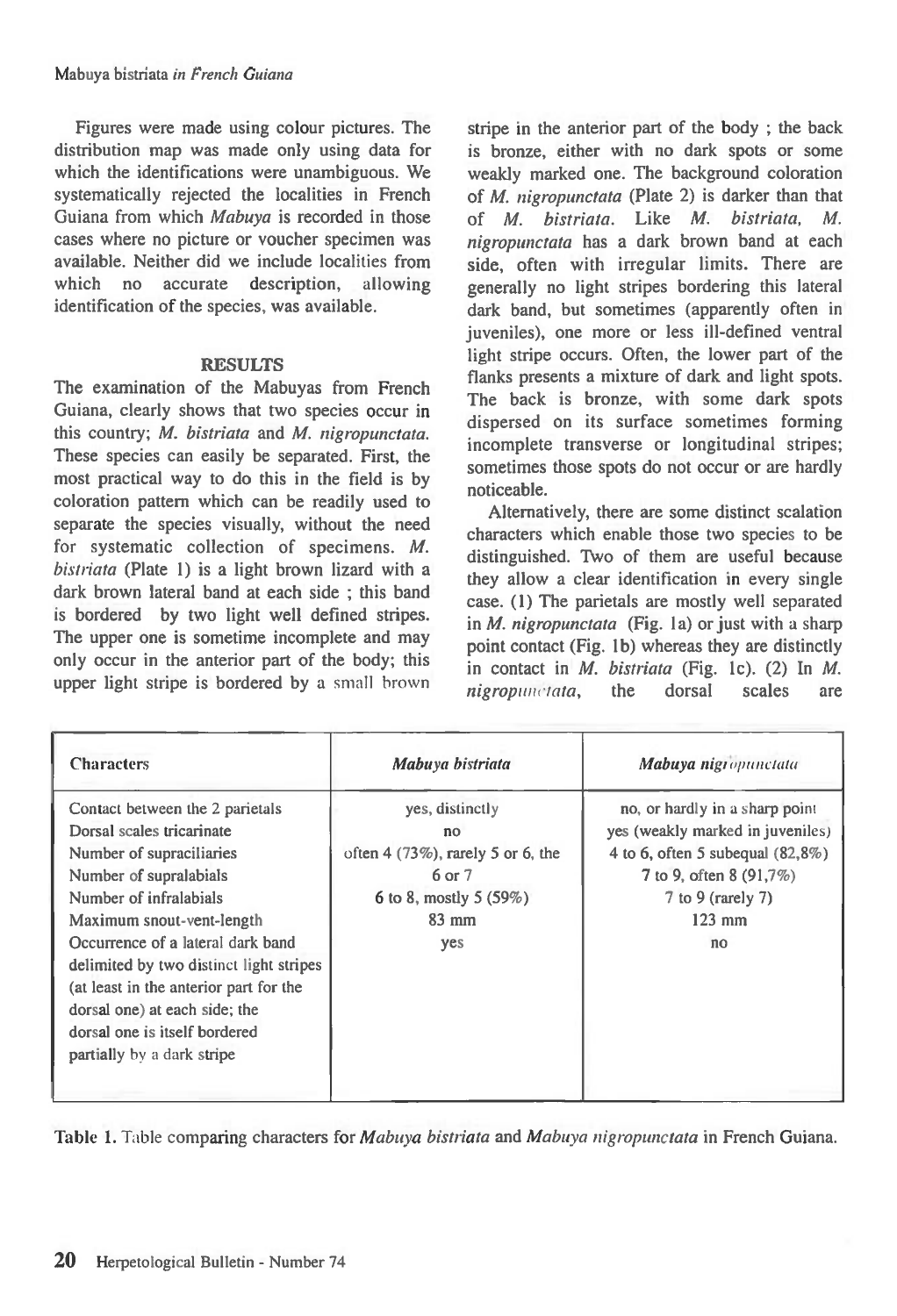Figures were made using colour pictures. The distribution map was made only using data for which the identifications were unambiguous. We systematically rejected the localities in French Guiana from which *Mabuya* is recorded in those cases where no picture or voucher specimen was available. Neither did we include localities from which no accurate description, allowing identification of the species, was available.

## RESULTS

The examination of the Mabuyas from French Guiana, clearly shows that two species occur in this country; *M. bistriata* and *M. nigropunctata*. These species can easily be separated. First, the most practical way to do this in the field is by coloration pattern which can be readily used to separate the species visually, without the need for systematic collection of specimens. *M. bistriata* (Plate 1) is a light brown lizard with a dark brown lateral band at each side ; this band is bordered by two light well defined stripes. The upper one is sometime incomplete and may only occur in the anterior part of the body; this upper light stripe is bordered by a small brown stripe in the anterior part of the body ; the back is bronze, either with no dark spots or some weakly marked one. The background coloration of *M. nigropunctata* (Plate 2) is darker than that of *M. bistriata*. Like *M. bistriata*, *M. nigropunctata* has a dark brown band at each side, often with irregular limits. There are generally no light stripes bordering this lateral dark band, but sometimes (apparently often in juveniles), one more or less ill-defined ventral light stripe occurs. Often, the lower part of the flanks presents a mixture of dark and light spots. The back is bronze, with some dark spots dispersed on its surface sometimes forming incomplete transverse or longitudinal stripes; sometimes those spots do not occur or are hardly noticeable.

Alternatively, there are some distinct scalation characters which enable those two species to be distinguished. Two of them are useful because they allow a clear identification in every single case. (1) The parietals are mostly well separated in *M. nigropunctata* (Fig. 1a) or just with a sharp point contact (Fig. 1b) whereas they are distinctly in contact in *M. bistriata* (Fig. 1c). (2) In *M. nigropunctata*, the dorsal scales are

| Characters | *Mabuya bistriata* | *Mabuya nigropunctata* |
|---|---|---|
| Contact between the 2 parietals | yes, distinctly | no, or hardly in a sharp point |
| Dorsal scales tricarinate | no | yes (weakly marked in juveniles) |
| Number of supraciliaries | often 4 (73%), rarely 5 or 6, the | 4 to 6, often 5 subequal (82,8%) |
| Number of supralabials | 6 or 7 | 7 to 9, often 8 (91,7%) |
| Number of infralabials | 6 to 8, mostly 5 (59%) | 7 to 9 (rarely 7) |
| Maximum snout-vent-length | 83 mm | 123 mm |
| Occurrence of a lateral dark band delimited by two distinct light stripes (at least in the anterior part for the dorsal one) at each side; the dorsal one is itself bordered partially by a dark stripe | yes | no |

**Table 1.** Table comparing characters for *Mabuya bistriata* and *Mabuya nigropunctata* in French Guiana.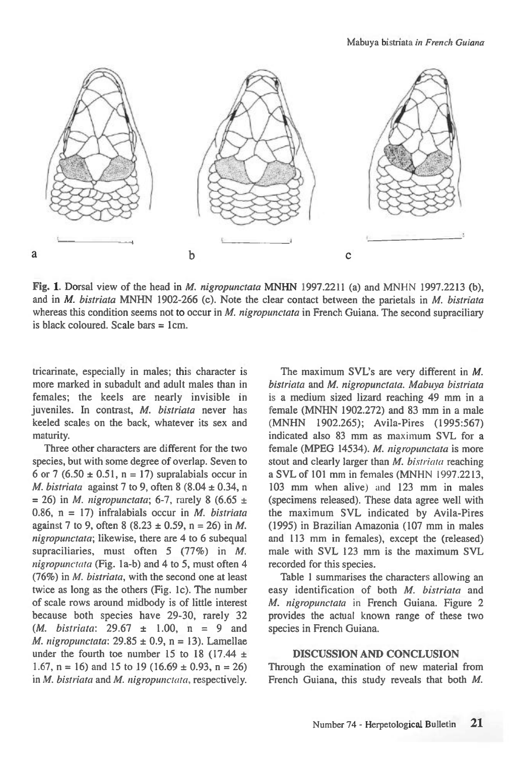**Fig. 1.** Dorsal view of the head in *M. nigropunctata* MNHN 1997.2211 (a) and MNHN 1997.2213 (b), and in *M. bistriata* MNHN 1902-266 (c). Note the clear contact between the parietals in *M. bistriata* whereas this condition seems not to occur in *M. nigropunctata* in French Guiana. The second supraciliary is black coloured. Scale bars = 1cm.

tricarinate, especially in males; this character is more marked in subadult and adult males than in females; the keels are nearly invisible in juveniles. In contrast, *M. bistriata* never has keeled scales on the back, whatever its sex and maturity.

Three other characters are different for the two species, but with some degree of overlap. Seven to 6 or 7 ($6.50 \pm 0.51$, n = 17) supralabials occur in *M. bistriata* against 7 to 9, often 8 ($8.04 \pm 0.34$, n = 26) in *M. nigropunctata*; 6-7, rarely 8 ($6.65 \pm 0.86$, n = 17) infralabials occur in *M. bistriata* against 7 to 9, often 8 ($8.23 \pm 0.59$, n = 26) in *M. nigropunctata*; likewise, there are 4 to 6 subequal supraciliaries, must often 5 (77%) in *M. nigropunctata* (Fig. 1a-b) and 4 to 5, must often 4 (76%) in *M. bistriata*, with the second one at least twice as long as the others (Fig. 1c). The number of scale rows around midbody is of little interest because both species have 29-30, rarely 32 (*M. bistriata*: $29.67 \pm 1.00$, n = 9 and *M. nigropunctata*: $29.85 \pm 0.9$, n = 13). Lamellae under the fourth toe number 15 to 18 ($17.44 \pm 1.67$, n = 16) and 15 to 19 ($16.69 \pm 0.93$, n = 26) in *M. bistriata* and *M. nigropunctata*, respectively.

The maximum SVL's are very different in *M. bistriata* and *M. nigropunctata*. *Mabuya bistriata* is a medium sized lizard reaching 49 mm in a female (MNHN 1902.272) and 83 mm in a male (MNHN 1902.265); Avila-Pires (1995:567) indicated also 83 mm as maximum SVL for a female (MPEG 14534). *M. nigropunctata* is more stout and clearly larger than *M. bistriata* reaching a SVL of 101 mm in females (MNHN 1997.2213, 103 mm when alive) and 123 mm in males (specimens released). These data agree well with the maximum SVL indicated by Avila-Pires (1995) in Brazilian Amazonia (107 mm in males and 113 mm in females), except the (released) male with SVL 123 mm is the maximum SVL recorded for this species.

Table 1 summarises the characters allowing an easy identification of both *M. bistriata* and *M. nigropunctata* in French Guiana. Figure 2 provides the actual known range of these two species in French Guiana.

## DISCUSSION AND CONCLUSION

Through the examination of new material from French Guiana, this study reveals that both *M.*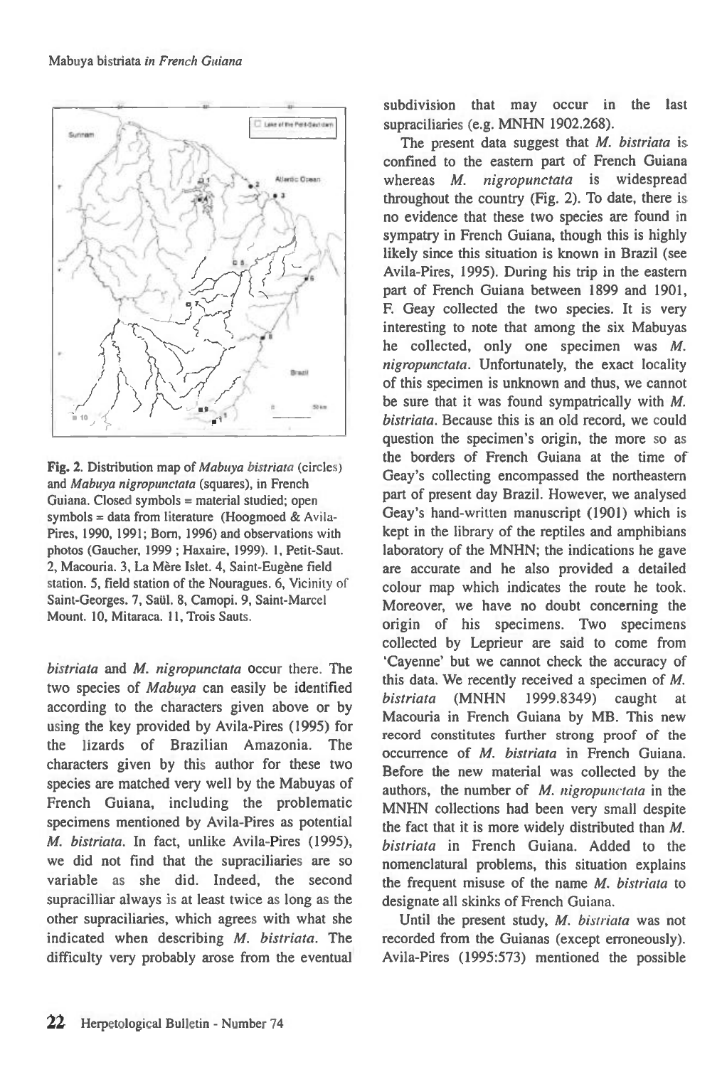Fig. 2. Distribution map of *Mabuya bistriata* (circles) and *Mabuya nigropunctata* (squares), in French Guiana. Closed symbols = material studied; open symbols = data from literature (Hoogmoed & Avila-Pires, 1990, 1991; Born, 1996) and observations with photos (Gaucher, 1999 ; Haxaire, 1999). 1, Petit-Saut. 2, Macouria. 3, La Mère Islet. 4, Saint-Eugène field station. 5, field station of the Nouragues. 6, Vicinity of Saint-Georges. 7, Saül. 8, Camopi. 9, Saint-Marcel Mount. 10, Mitaraca. 11, Trois Sauts.

*bistriata* and *M. nigropunctata* occur there. The two species of *Mabuya* can easily be identified according to the characters given above or by using the key provided by Avila-Pires (1995) for the lizards of Brazilian Amazonia. The characters given by this author for these two species are matched very well by the Mabuyas of French Guiana, including the problematic specimens mentioned by Avila-Pires as potential *M. bistriata*. In fact, unlike Avila-Pires (1995), we did not find that the supraciliaries are so variable as she did. Indeed, the second supracilliar always is at least twice as long as the other supraciliaries, which agrees with what she indicated when describing *M. bistriata*. The difficulty very probably arose from the eventual subdivision that may occur in the last supraciliaries (e.g. MNHN 1902.268).

The present data suggest that *M. bistriata* is confined to the eastern part of French Guiana whereas *M. nigropunctata* is widespread throughout the country (Fig. 2). To date, there is no evidence that these two species are found in sympatry in French Guiana, though this is highly likely since this situation is known in Brazil (see Avila-Pires, 1995). During his trip in the eastern part of French Guiana between 1899 and 1901, F. Geay collected the two species. It is very interesting to note that among the six Mabuyas he collected, only one specimen was *M. nigropunctata*. Unfortunately, the exact locality of this specimen is unknown and thus, we cannot be sure that it was found sympatrically with *M. bistriata*. Because this is an old record, we could question the specimen's origin, the more so as the borders of French Guiana at the time of Geay's collecting encompassed the northeastern part of present day Brazil. However, we analysed Geay's hand-written manuscript (1901) which is kept in the library of the reptiles and amphibians laboratory of the MNHN; the indications he gave are accurate and he also provided a detailed colour map which indicates the route he took. Moreover, we have no doubt concerning the origin of his specimens. Two specimens collected by Leprieur are said to come from 'Cayenne' but we cannot check the accuracy of this data. We recently received a specimen of *M. bistriata* (MNHN 1999.8349) caught at Macouria in French Guiana by MB. This new record constitutes further strong proof of the occurrence of *M. bistriata* in French Guiana. Before the new material was collected by the authors, the number of *M. nigropunctata* in the MNHN collections had been very small despite the fact that it is more widely distributed than *M. bistriata* in French Guiana. Added to the nomenclatural problems, this situation explains the frequent misuse of the name *M. bistriata* to designate all skinks of French Guiana.

Until the present study, *M. bistriata* was not recorded from the Guianas (except erroneously). Avila-Pires (1995:573) mentioned the possible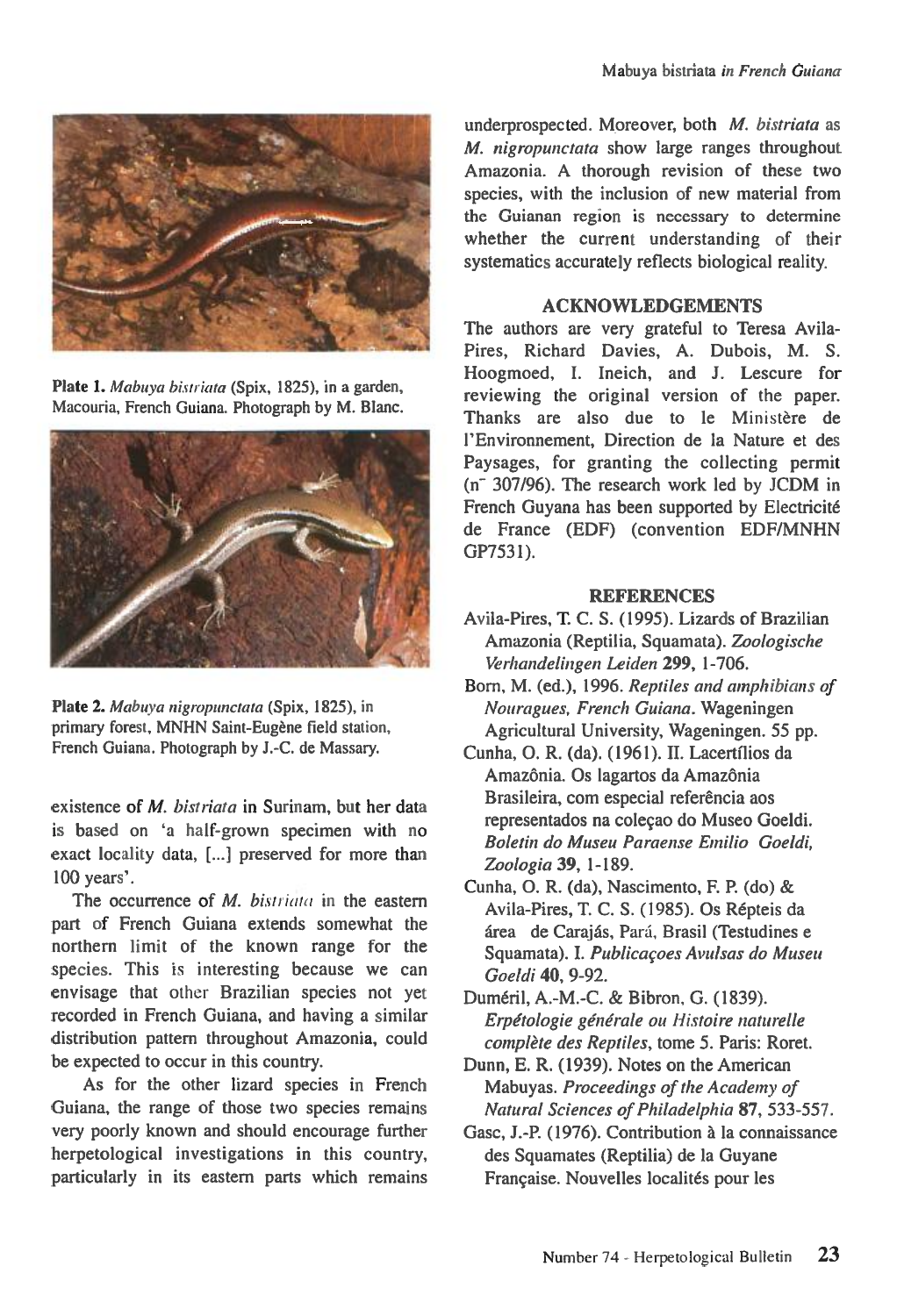Plate 1. *Mabuya bistriata* (Spix, 1825), in a garden, Macouria, French Guiana. Photograph by M. Blanc.

Plate 2. *Mabuya nigropunctata* (Spix, 1825), in primary forest, MNHN Saint-Eugène field station, French Guiana. Photograph by J.-C. de Massary.

existence of *M. bistriata* in Surinam, but her data is based on 'a half-grown specimen with no exact locality data, [...] preserved for more than 100 years'.

The occurrence of *M. bistriata* in the eastern part of French Guiana extends somewhat the northern limit of the known range for the species. This is interesting because we can envisage that other Brazilian species not yet recorded in French Guiana, and having a similar distribution pattern throughout Amazonia, could be expected to occur in this country.

As for the other lizard species in French Guiana, the range of those two species remains very poorly known and should encourage further herpetological investigations in this country, particularly in its eastern parts which remains underprospected. Moreover, both *M. bistriata* as *M. nigropunctata* show large ranges throughout Amazonia. A thorough revision of these two species, with the inclusion of new material from the Guianan region is necessary to determine whether the current understanding of their systematics accurately reflects biological reality.

## ACKNOWLEDGEMENTS

The authors are very grateful to Teresa Avila-Pires, Richard Davies, A. Dubois, M. S. Hoogmoed, I. Ineich, and J. Lescure for reviewing the original version of the paper. Thanks are also due to le Ministère de l'Environnement, Direction de la Nature et des Paysages, for granting the collecting permit (n° 307/96). The research work led by JCDM in French Guyana has been supported by Electricité de France (EDF) (convention EDF/MNHN GP7531).

## REFERENCES

Avila-Pires, T. C. S. (1995). Lizards of Brazilian Amazonia (Reptilia, Squamata). *Zoologische Verhandelingen Leiden* **299**, 1-706.

Born, M. (ed.), 1996. *Reptiles and amphibians of Nouragues, French Guiana*. Wageningen Agricultural University, Wageningen. 55 pp.

Cunha, O. R. (da). (1961). II. Lacertílios da Amazônia. Os lagartos da Amazônia Brasileira, com especial referência aos representados na coleçao do Museo Goeldi. *Boletin do Museu Paraense Emilio Goeldi, Zoologia* **39**, 1-189.

Cunha, O. R. (da), Nascimento, F. P. (do) & Avila-Pires, T. C. S. (1985). Os Répteis da área de Carajás, Pará, Brasil (Testudines e Squamata). I. *Publicaçoes Avulsas do Museu Goeldi* **40**, 9-92.

Duméril, A.-M.-C. & Bibron, G. (1839). *Erpétologie générale ou Histoire naturelle complète des Reptiles*, tome 5. Paris: Roret.

Dunn, E. R. (1939). Notes on the American Mabuyas. *Proceedings of the Academy of Natural Sciences of Philadelphia* **87**, 533-557.

Gasc, J.-P. (1976). Contribution à la connaissance des Squamates (Reptilia) de la Guyane Française. Nouvelles localités pour les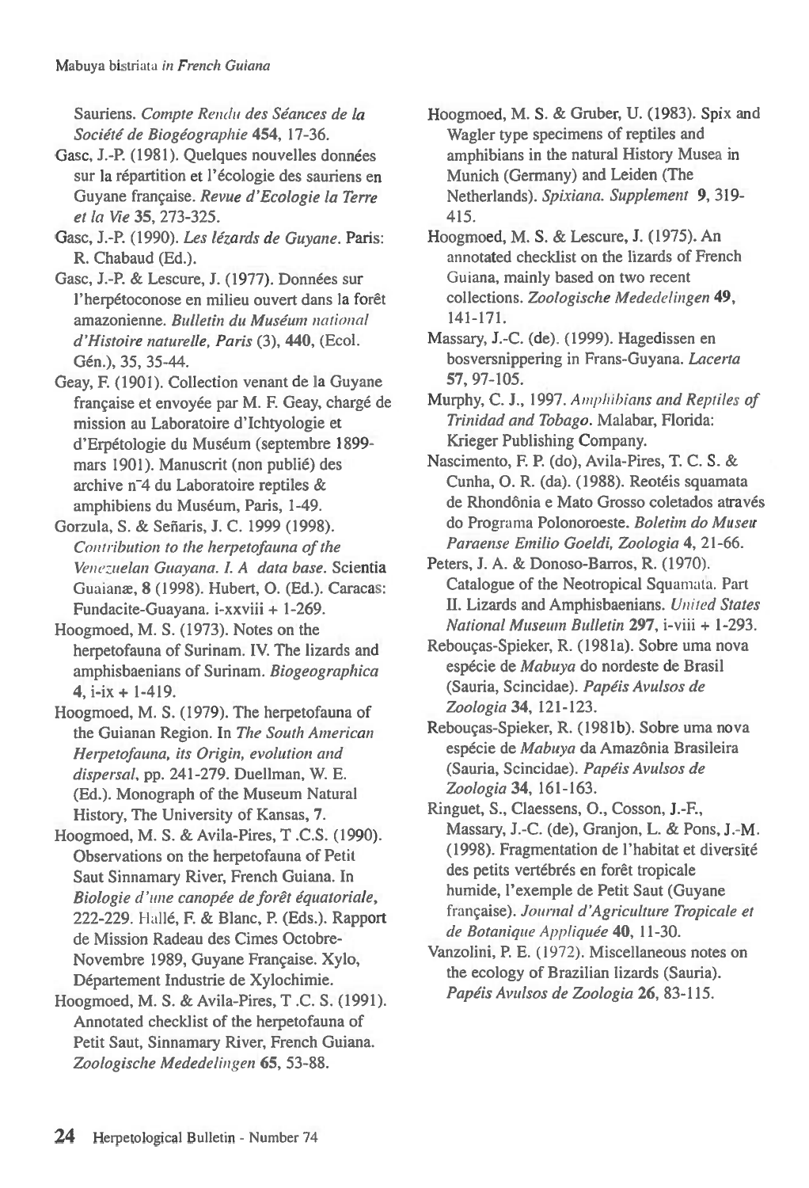Sauriens. *Compte Rendu des Séances de la Société de Biogéographie* **454**, 17-36.

Gasc, J.-P. (1981). Quelques nouvelles données sur la répartition et l'écologie des sauriens en Guyane française. *Revue d'Ecologie la Terre et la Vie* **35**, 273-325.

Gasc, J.-P. (1990). *Les lézards de Guyane*. Paris: R. Chabaud (Ed.).

Gasc, J.-P. & Lescure, J. (1977). Données sur l'herpétoconose en milieu ouvert dans la forêt amazonienne. *Bulletin du Muséum national d'Histoire naturelle, Paris* (3), **440**, (Ecol. Gén.), 35, 35-44.

Geay, F. (1901). Collection venant de la Guyane française et envoyée par M. F. Geay, chargé de mission au Laboratoire d'Ichtyologie et d'Erpétologie du Muséum (septembre 1899-mars 1901). Manuscrit (non publié) des archive n°4 du Laboratoire reptiles & amphibiens du Muséum, Paris, 1-49.

Gorzula, S. & Señaris, J. C. 1999 (1998). *Contribution to the herpetofauna of the Venezuelan Guayana. I. A data base*. Scientia Guaianæ, **8** (1998). Hubert, O. (Ed.). Caracas: Fundacite-Guayana. i-xxviii + 1-269.

Hoogmoed, M. S. (1973). Notes on the herpetofauna of Surinam. IV. The lizards and amphisbaenians of Surinam. *Biogeographica* **4**, i-ix + 1-419.

Hoogmoed, M. S. (1979). The herpetofauna of the Guianan Region. In *The South American Herpetofauna, its Origin, evolution and dispersal*, pp. 241-279. Duellman, W. E. (Ed.). Monograph of the Museum Natural History, The University of Kansas, **7**.

Hoogmoed, M. S. & Avila-Pires, T .C.S. (1990). Observations on the herpetofauna of Petit Saut Sinnamary River, French Guiana. In *Biologie d'une canopée de forêt équatoriale*, 222-229. Hallé, F. & Blanc, P. (Eds.). Rapport de Mission Radeau des Cimes Octobre-Novembre 1989, Guyane Française. Xylo, Département Industrie de Xylochimie.

Hoogmoed, M. S. & Avila-Pires, T .C. S. (1991). Annotated checklist of the herpetofauna of Petit Saut, Sinnamary River, French Guiana. *Zoologische Mededelingen* **65**, 53-88.

Hoogmoed, M. S. & Gruber, U. (1983). Spix and Wagler type specimens of reptiles and amphibians in the natural History Musea in Munich (Germany) and Leiden (The Netherlands). *Spixiana. Supplement* **9**, 319-415.

Hoogmoed, M. S. & Lescure, J. (1975). An annotated checklist on the lizards of French Guiana, mainly based on two recent collections. *Zoologische Mededelingen* **49**, 141-171.

Massary, J.-C. (de). (1999). Hagedissen en bosversnippering in Frans-Guyana. *Lacerta* **57**, 97-105.

Murphy, C. J., 1997. *Amphibians and Reptiles of Trinidad and Tobago*. Malabar, Florida: Krieger Publishing Company.

Nascimento, F. P. (do), Avila-Pires, T. C. S. & Cunha, O. R. (da). (1988). Reotéis squamata de Rhondônia e Mato Grosso coletados através do Programa Polonoroeste. *Boletim do Museu Paraense Emilio Goeldi, Zoologia* **4**, 21-66.

Peters, J. A. & Donoso-Barros, R. (1970). Catalogue of the Neotropical Squamata. Part II. Lizards and Amphisbaenians. *United States National Museum Bulletin* **297**, i-viii + 1-293.

Rebouças-Spieker, R. (1981a). Sobre uma nova espécie de *Mabuya* do nordeste de Brasil (Sauria, Scincidae). *Papéis Avulsos de Zoologia* **34**, 121-123.

Rebouças-Spieker, R. (1981b). Sobre uma nova espécie de *Mabuya* da Amazônia Brasileira (Sauria, Scincidae). *Papéis Avulsos de Zoologia* **34**, 161-163.

Ringuet, S., Claessens, O., Cosson, J.-F., Massary, J.-C. (de), Granjon, L. & Pons, J.-M. (1998). Fragmentation de l'habitat et diversité des petits vertébrés en forêt tropicale humide, l'exemple de Petit Saut (Guyane française). *Journal d'Agriculture Tropicale et de Botanique Appliquée* **40**, 11-30.

Vanzolini, P. E. (1972). Miscellaneous notes on the ecology of Brazilian lizards (Sauria). *Papéis Avulsos de Zoologia* **26**, 83-115.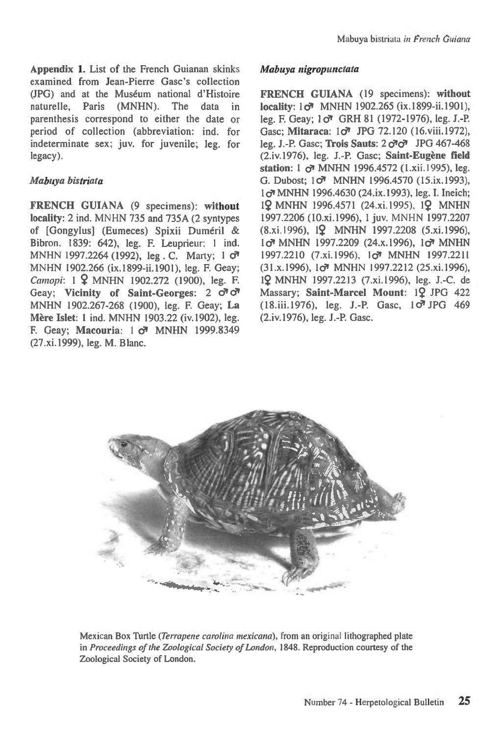**Appendix 1.** List of the French Guianan skinks examined from Jean-Pierre Gasc's collection (JPG) and at the Muséum national d'Histoire naturelle, Paris (MNHN). The data in parenthesis correspond to either the date or period of collection (abbreviation: ind. for indeterminate sex; juv. for juvenile; leg. for legacy).

### *Mabuya bistriata*

**FRENCH GUIANA** (9 specimens): **without locality:** 2 ind. MNHN 735 and 735A (2 syntypes of [Gongylus] (Eumeces) Spixii Duméril & Bibron, 1839: 642), leg. F. Leuprieur; 1 ind. MNHN 1997.2264 (1992), leg. C. Marty; 1 ♂ MNHN 1902.266 (ix.1899-ii.1901), leg. F. Geay; *Camopi*: 1 ♀ MNHN 1902.272 (1900), leg. F. Geay; **Vicinity of Saint-Georges**: 2 ♂♂ MNHN 1902.267-268 (1900), leg. F. Geay; **La Mère Islet**: 1 ind. MNHN 1903.22 (iv.1902), leg. F. Geay; **Macouria**: 1 ♂ MNHN 1999.8349 (27.xi.1999), leg. M. Blanc.

### *Mabuya nigropunctata*

**FRENCH GUIANA** (19 specimens): **without locality**: 1♂ MNHN 1902.265 (ix.1899-ii.1901), leg. F. Geay; 1♂ GRH 81 (1972-1976), leg. J.-P. Gasc; **Mitaraca**: 1♂ JPG 72.120 (16.viii.1972), leg. J.-P. Gasc; **Trois Sauts**: 2♂♂ JPG 467-468 (2.iv.1976), leg. J.-P. Gasc; **Saint-Eugène field station**: 1 ♂ MNHN 1996.4572 (1.xii.1995), leg. G. Dubost; 1♂ MNHN 1996.4570 (15.ix.1993), 1♂ MNHN 1996.4630 (24.ix.1993), leg. I. Ineich; 1♀ MNHN 1996.4571 (24.xi.1995), 1♀ MNHN 1997.2206 (10.xi.1996), 1 juv. MNHN 1997.2207 (8.xi.1996), 1♀ MNHN 1997.2208 (5.xi.1996), 1♂ MNHN 1997.2209 (24.x.1996), 1♂ MNHN 1997.2210 (7.xi.1996), 1♂ MNHN 1997.2211 (31.x.1996), 1♂ MNHN 1997.2212 (25.xi.1996), 1♀ MNHN 1997.2213 (7.xi.1996), leg. J.-C. de Massary; **Saint-Marcel Mount**: 1♀ JPG 422 (18.iii.1976), leg. J.-P. Gasc, 1♂ JPG 469 (2.iv.1976), leg. J.-P. Gasc.

Mexican Box Turtle (*Terrapene carolina mexicana*), from an original lithographed plate in *Proceedings of the Zoological Society of London*, 1848. Reproduction courtesy of the Zoological Society of London.